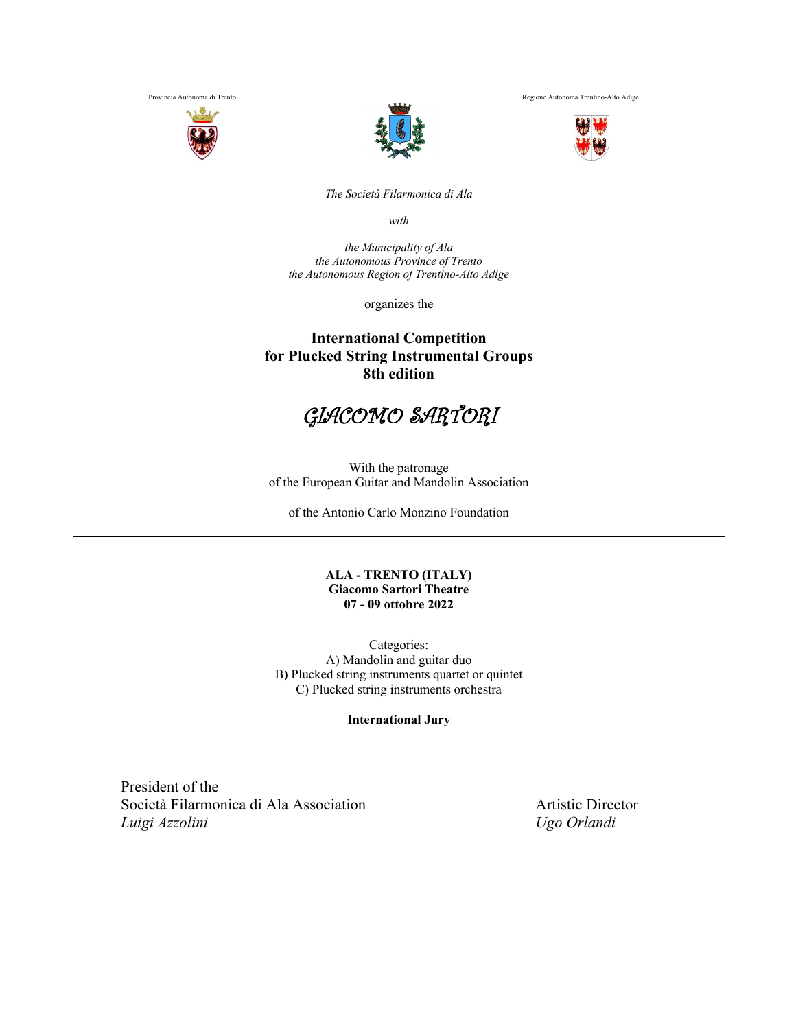Provincia Autonoma di Trento

Regione Autonoma Trentino-Alto Adige

*The Società Filarmonica di Ala*

*with*

*the Municipality of Ala*
*the Autonomous Province of Trento*
*the Autonomous Region of Trentino-Alto Adige*

organizes the

**International Competition**
**for Plucked String Instrumental Groups**
**8th edition**

# *GIACOMO SARTORI*

With the patronage
of the European Guitar and Mandolin Association

of the Antonio Carlo Monzino Foundation

---

**ALA - TRENTO (ITALY)**
**Giacomo Sartori Theatre**
**07 - 09 ottobre 2022**

Categories:
A) Mandolin and guitar duo
B) Plucked string instruments quartet or quintet
C) Plucked string instruments orchestra

**International Jury**

President of the
Società Filarmonica di Ala Association
*Luigi Azzolini*

Artistic Director
*Ugo Orlandi*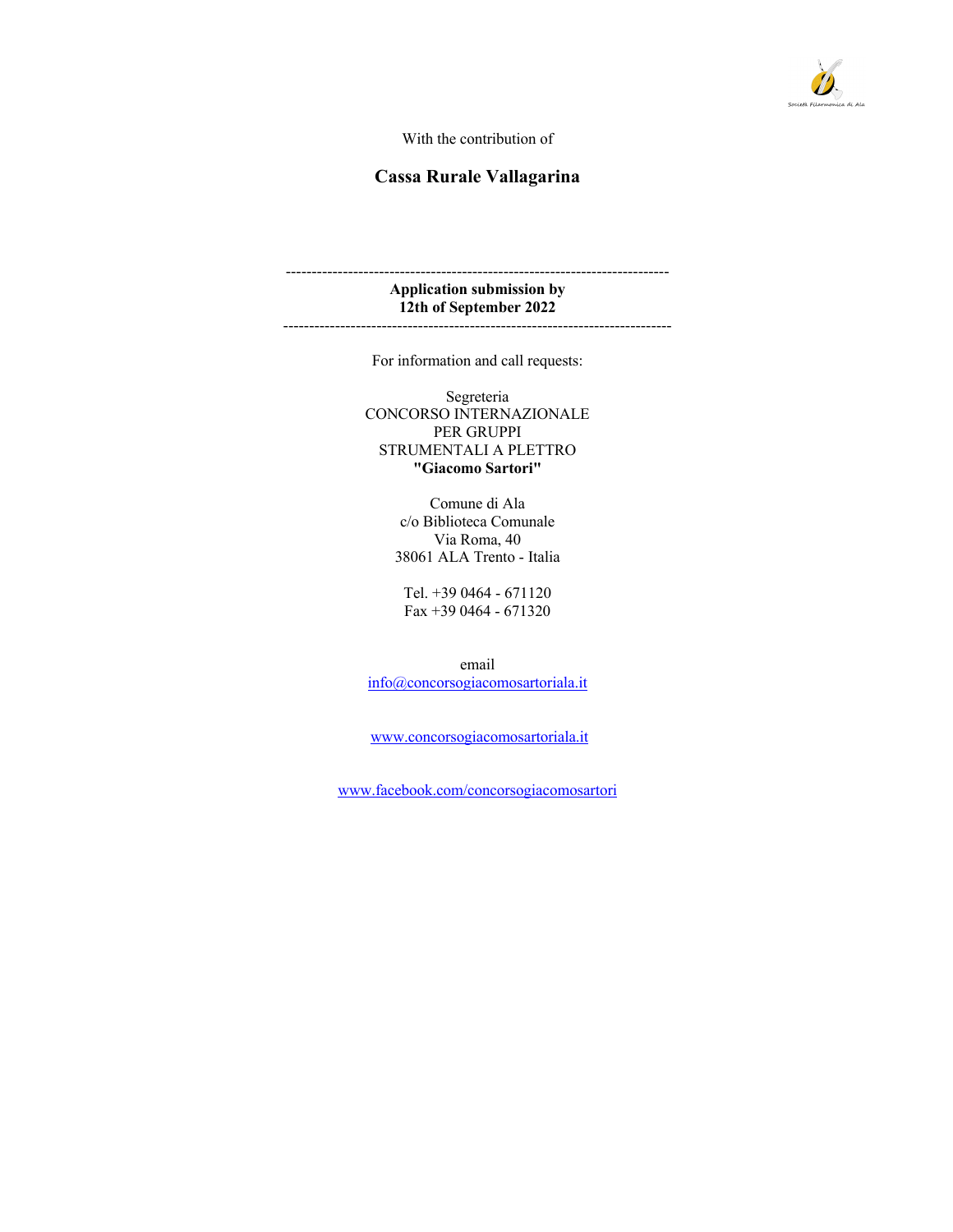With the contribution of

**Cassa Rurale Vallagarina**

---

**Application submission by**
**12th of September 2022**

---

For information and call requests:

Segreteria
CONCORSO INTERNAZIONALE
PER GRUPPI
STRUMENTALI A PLETTRO
**"Giacomo Sartori"**

Comune di Ala
c/o Biblioteca Comunale
Via Roma, 40
38061 ALA Trento - Italia

Tel. +39 0464 - 671120
Fax +39 0464 - 671320

email
info@concorsogiacomosartoriala.it

www.concorsogiacomosartoriala.it

www.facebook.com/concorsogiacomosartori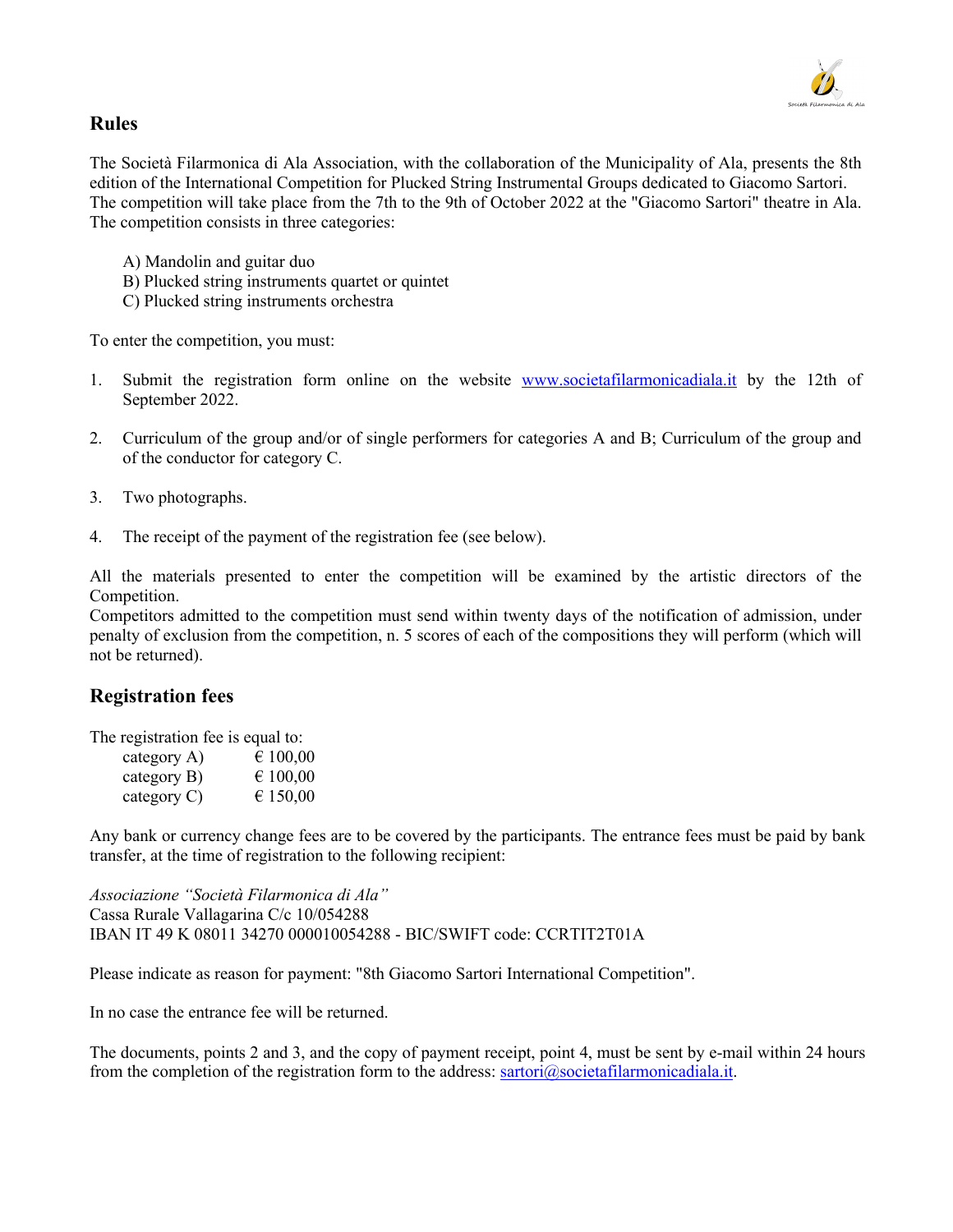## Rules

The Società Filarmonica di Ala Association, with the collaboration of the Municipality of Ala, presents the 8th edition of the International Competition for Plucked String Instrumental Groups dedicated to Giacomo Sartori. The competition will take place from the 7th to the 9th of October 2022 at the "Giacomo Sartori" theatre in Ala. The competition consists in three categories:

A) Mandolin and guitar duo
B) Plucked string instruments quartet or quintet
C) Plucked string instruments orchestra

To enter the competition, you must:

1. Submit the registration form online on the website [www.societafilarmonicadiala.it](http://www.societafilarmonicadiala.it) by the 12th of September 2022.

2. Curriculum of the group and/or of single performers for categories A and B; Curriculum of the group and of the conductor for category C.

3. Two photographs.

4. The receipt of the payment of the registration fee (see below).

All the materials presented to enter the competition will be examined by the artistic directors of the Competition.
Competitors admitted to the competition must send within twenty days of the notification of admission, under penalty of exclusion from the competition, n. 5 scores of each of the compositions they will perform (which will not be returned).

## Registration fees

The registration fee is equal to:

| | |
|---|---|
| category A) | € 100,00 |
| category B) | € 100,00 |
| category C) | € 150,00 |

Any bank or currency change fees are to be covered by the participants. The entrance fees must be paid by bank transfer, at the time of registration to the following recipient:

*Associazione "Società Filarmonica di Ala"*
Cassa Rurale Vallagarina C/c 10/054288
IBAN IT 49 K 08011 34270 000010054288 - BIC/SWIFT code: CCRTIT2T01A

Please indicate as reason for payment: "8th Giacomo Sartori International Competition".

In no case the entrance fee will be returned.

The documents, points 2 and 3, and the copy of payment receipt, point 4, must be sent by e-mail within 24 hours from the completion of the registration form to the address: [sartori@societafilarmonicadiala.it](mailto:sartori@societafilarmonicadiala.it).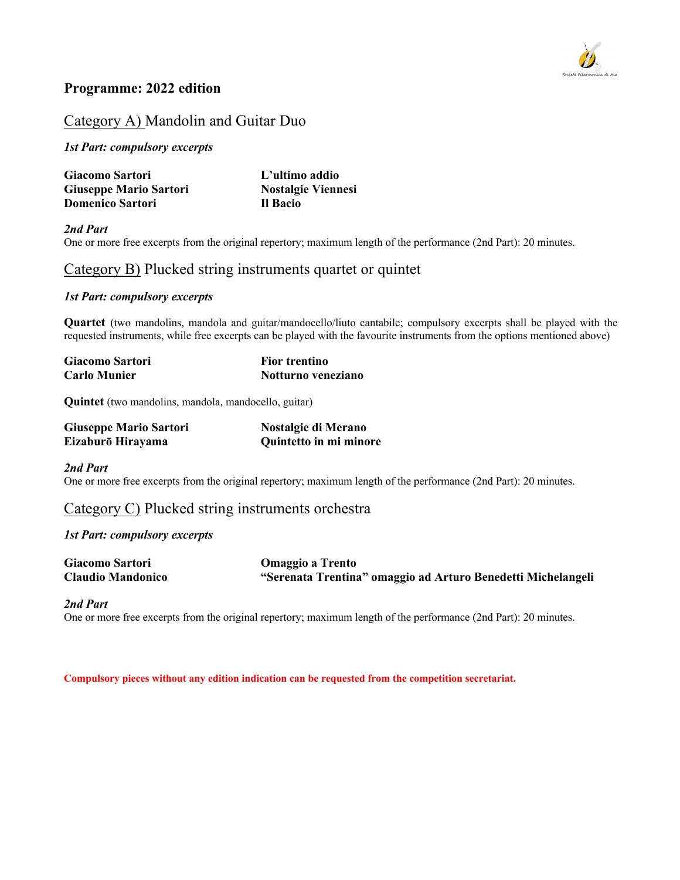## Programme: 2022 edition

### Category A) Mandolin and Guitar Duo

***1st Part: compulsory excerpts***

| | |
|---|---|
| **Giacomo Sartori** | **L'ultimo addio** |
| **Giuseppe Mario Sartori** | **Nostalgie Viennesi** |
| **Domenico Sartori** | **Il Bacio** |

***2nd Part***

One or more free excerpts from the original repertory; maximum length of the performance (2nd Part): 20 minutes.

### Category B) Plucked string instruments quartet or quintet

***1st Part: compulsory excerpts***

**Quartet** (two mandolins, mandola and guitar/mandocello/liuto cantabile; compulsory excerpts shall be played with the requested instruments, while free excerpts can be played with the favourite instruments from the options mentioned above)

| | |
|---|---|
| **Giacomo Sartori** | **Fior trentino** |
| **Carlo Munier** | **Notturno veneziano** |

**Quintet** (two mandolins, mandola, mandocello, guitar)

| | |
|---|---|
| **Giuseppe Mario Sartori** | **Nostalgie di Merano** |
| **Eizaburō Hirayama** | **Quintetto in mi minore** |

***2nd Part***

One or more free excerpts from the original repertory; maximum length of the performance (2nd Part): 20 minutes.

### Category C) Plucked string instruments orchestra

***1st Part: compulsory excerpts***

| | |
|---|---|
| **Giacomo Sartori** | **Omaggio a Trento** |
| **Claudio Mandonico** | **"Serenata Trentina" omaggio ad Arturo Benedetti Michelangeli** |

***2nd Part***

One or more free excerpts from the original repertory; maximum length of the performance (2nd Part): 20 minutes.

**Compulsory pieces without any edition indication can be requested from the competition secretariat.**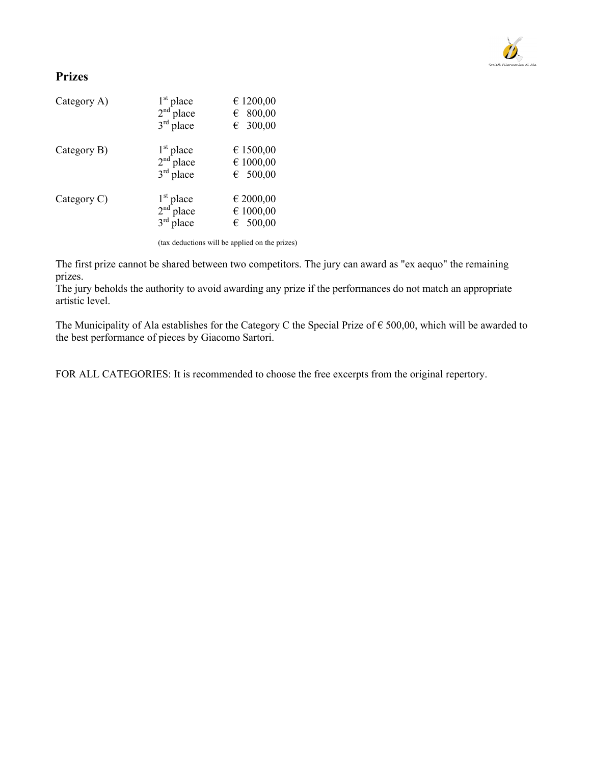## Prizes

| Category | Place | Prize |
| --- | --- | --- |
| Category A) | 1st place | € 1200,00 |
| | 2nd place | € 800,00 |
| | 3rd place | € 300,00 |
| Category B) | 1st place | € 1500,00 |
| | 2nd place | € 1000,00 |
| | 3rd place | € 500,00 |
| Category C) | 1st place | € 2000,00 |
| | 2nd place | € 1000,00 |
| | 3rd place | € 500,00 |

(tax deductions will be applied on the prizes)

The first prize cannot be shared between two competitors. The jury can award as "ex aequo" the remaining prizes.
The jury beholds the authority to avoid awarding any prize if the performances do not match an appropriate artistic level.

The Municipality of Ala establishes for the Category C the Special Prize of € 500,00, which will be awarded to the best performance of pieces by Giacomo Sartori.

FOR ALL CATEGORIES: It is recommended to choose the free excerpts from the original repertory.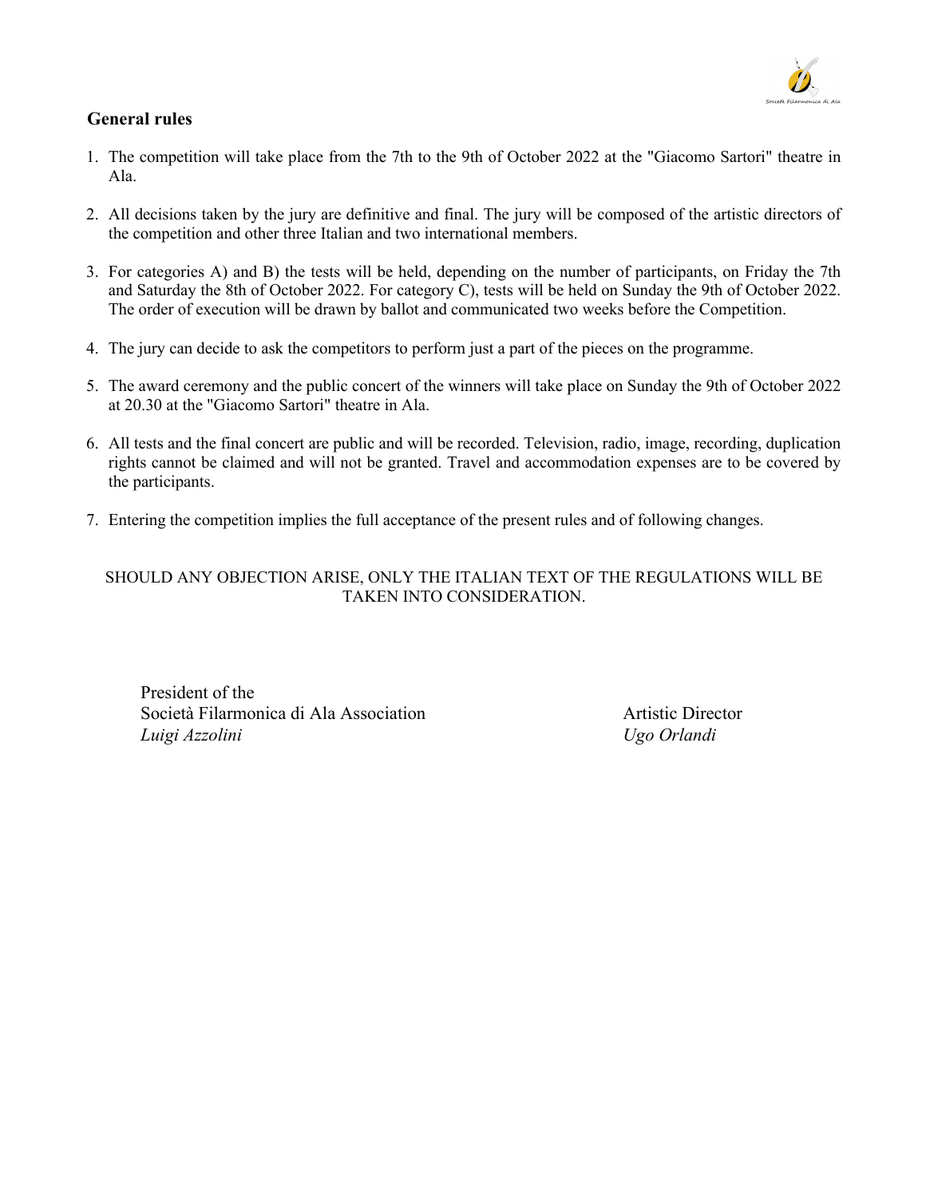## General rules

1. The competition will take place from the 7th to the 9th of October 2022 at the "Giacomo Sartori" theatre in Ala.

2. All decisions taken by the jury are definitive and final. The jury will be composed of the artistic directors of the competition and other three Italian and two international members.

3. For categories A) and B) the tests will be held, depending on the number of participants, on Friday the 7th and Saturday the 8th of October 2022. For category C), tests will be held on Sunday the 9th of October 2022. The order of execution will be drawn by ballot and communicated two weeks before the Competition.

4. The jury can decide to ask the competitors to perform just a part of the pieces on the programme.

5. The award ceremony and the public concert of the winners will take place on Sunday the 9th of October 2022 at 20.30 at the "Giacomo Sartori" theatre in Ala.

6. All tests and the final concert are public and will be recorded. Television, radio, image, recording, duplication rights cannot be claimed and will not be granted. Travel and accommodation expenses are to be covered by the participants.

7. Entering the competition implies the full acceptance of the present rules and of following changes.

SHOULD ANY OBJECTION ARISE, ONLY THE ITALIAN TEXT OF THE REGULATIONS WILL BE TAKEN INTO CONSIDERATION.

President of the
Società Filarmonica di Ala Association
*Luigi Azzolini*

Artistic Director
*Ugo Orlandi*